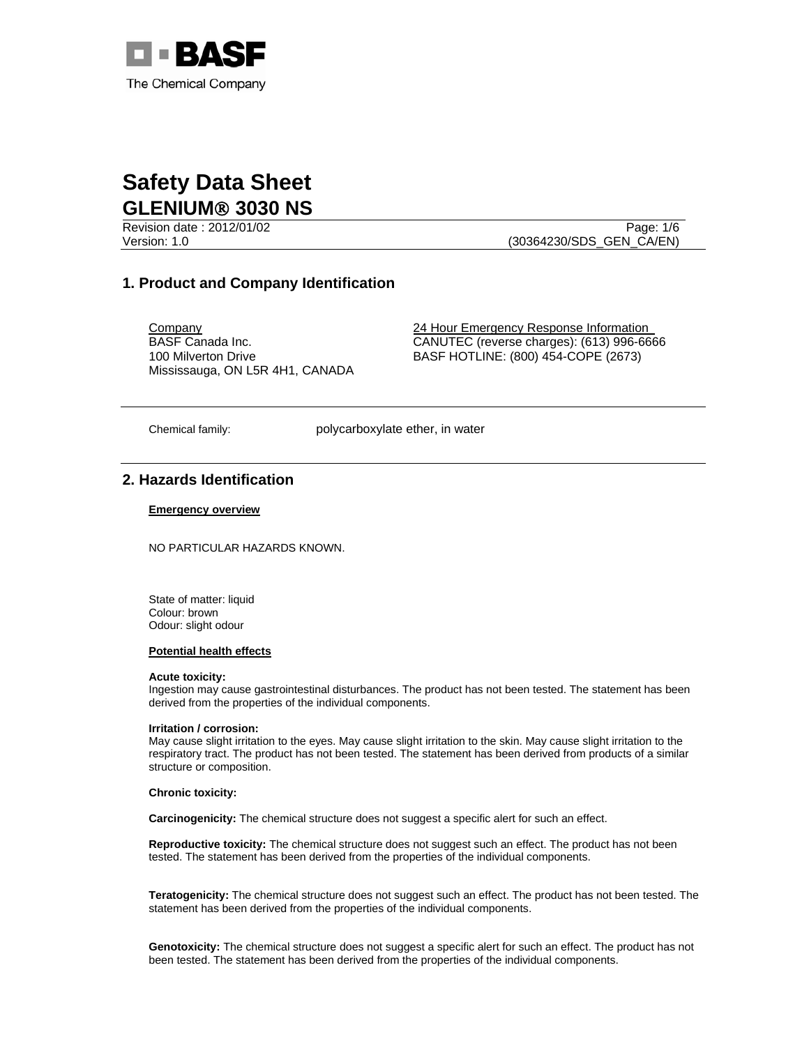# Safety Data Sheet
## GLENIUM® 3030 NS

Revision date : 2012/01/02
Version: 1.0

(30364230/SDS_GEN_CA/EN)

## 1. Product and Company Identification

Company
BASF Canada Inc.
100 Milverton Drive
Mississauga, ON L5R 4H1, CANADA

24 Hour Emergency Response Information
CANUTEC (reverse charges): (613) 996-6666
BASF HOTLINE: (800) 454-COPE (2673)

Chemical family: polycarboxylate ether, in water

## 2. Hazards Identification

**Emergency overview**

NO PARTICULAR HAZARDS KNOWN.

State of matter: liquid
Colour: brown
Odour: slight odour

**Potential health effects**

**Acute toxicity:**
Ingestion may cause gastrointestinal disturbances. The product has not been tested. The statement has been derived from the properties of the individual components.

**Irritation / corrosion:**
May cause slight irritation to the eyes. May cause slight irritation to the skin. May cause slight irritation to the respiratory tract. The product has not been tested. The statement has been derived from products of a similar structure or composition.

**Chronic toxicity:**

**Carcinogenicity:** The chemical structure does not suggest a specific alert for such an effect.

**Reproductive toxicity:** The chemical structure does not suggest such an effect. The product has not been tested. The statement has been derived from the properties of the individual components.

**Teratogenicity:** The chemical structure does not suggest such an effect. The product has not been tested. The statement has been derived from the properties of the individual components.

**Genotoxicity:** The chemical structure does not suggest a specific alert for such an effect. The product has not been tested. The statement has been derived from the properties of the individual components.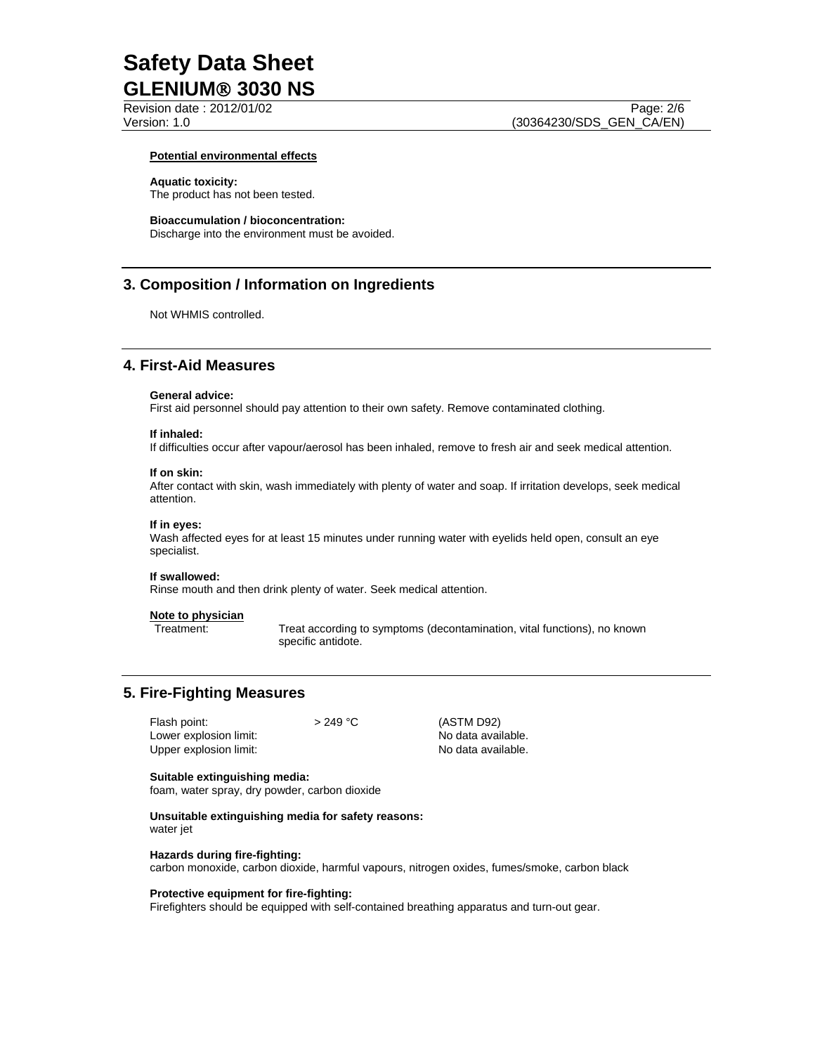**Potential environmental effects**

**Aquatic toxicity:**
The product has not been tested.

**Bioaccumulation / bioconcentration:**
Discharge into the environment must be avoided.

## 3. Composition / Information on Ingredients

Not WHMIS controlled.

## 4. First-Aid Measures

**General advice:**
First aid personnel should pay attention to their own safety. Remove contaminated clothing.

**If inhaled:**
If difficulties occur after vapour/aerosol has been inhaled, remove to fresh air and seek medical attention.

**If on skin:**
After contact with skin, wash immediately with plenty of water and soap. If irritation develops, seek medical attention.

**If in eyes:**
Wash affected eyes for at least 15 minutes under running water with eyelids held open, consult an eye specialist.

**If swallowed:**
Rinse mouth and then drink plenty of water. Seek medical attention.

**Note to physician**

Treatment: Treat according to symptoms (decontamination, vital functions), no known specific antidote.

## 5. Fire-Fighting Measures

| | | |
|---|---|---|
| Flash point: | > 249 °C | (ASTM D92) |
| Lower explosion limit: | | No data available. |
| Upper explosion limit: | | No data available. |

**Suitable extinguishing media:**
foam, water spray, dry powder, carbon dioxide

**Unsuitable extinguishing media for safety reasons:**
water jet

**Hazards during fire-fighting:**
carbon monoxide, carbon dioxide, harmful vapours, nitrogen oxides, fumes/smoke, carbon black

**Protective equipment for fire-fighting:**
Firefighters should be equipped with self-contained breathing apparatus and turn-out gear.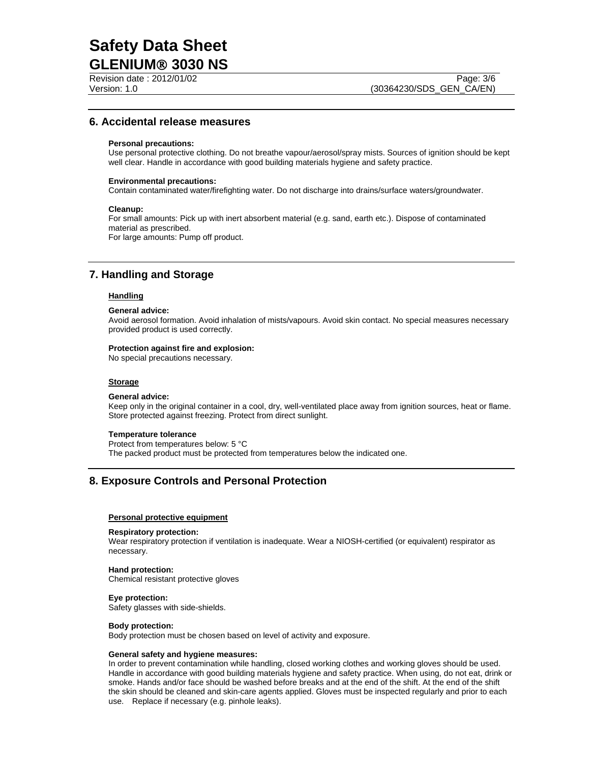## 6. Accidental release measures

**Personal precautions:**
Use personal protective clothing. Do not breathe vapour/aerosol/spray mists. Sources of ignition should be kept well clear. Handle in accordance with good building materials hygiene and safety practice.

**Environmental precautions:**
Contain contaminated water/firefighting water. Do not discharge into drains/surface waters/groundwater.

**Cleanup:**
For small amounts: Pick up with inert absorbent material (e.g. sand, earth etc.). Dispose of contaminated material as prescribed.
For large amounts: Pump off product.

## 7. Handling and Storage

**Handling**

**General advice:**
Avoid aerosol formation. Avoid inhalation of mists/vapours. Avoid skin contact. No special measures necessary provided product is used correctly.

**Protection against fire and explosion:**
No special precautions necessary.

**Storage**

**General advice:**
Keep only in the original container in a cool, dry, well-ventilated place away from ignition sources, heat or flame. Store protected against freezing. Protect from direct sunlight.

**Temperature tolerance**
Protect from temperatures below: 5 °C
The packed product must be protected from temperatures below the indicated one.

## 8. Exposure Controls and Personal Protection

**Personal protective equipment**

**Respiratory protection:**
Wear respiratory protection if ventilation is inadequate. Wear a NIOSH-certified (or equivalent) respirator as necessary.

**Hand protection:**
Chemical resistant protective gloves

**Eye protection:**
Safety glasses with side-shields.

**Body protection:**
Body protection must be chosen based on level of activity and exposure.

**General safety and hygiene measures:**
In order to prevent contamination while handling, closed working clothes and working gloves should be used. Handle in accordance with good building materials hygiene and safety practice. When using, do not eat, drink or smoke. Hands and/or face should be washed before breaks and at the end of the shift. At the end of the shift the skin should be cleaned and skin-care agents applied. Gloves must be inspected regularly and prior to each use. Replace if necessary (e.g. pinhole leaks).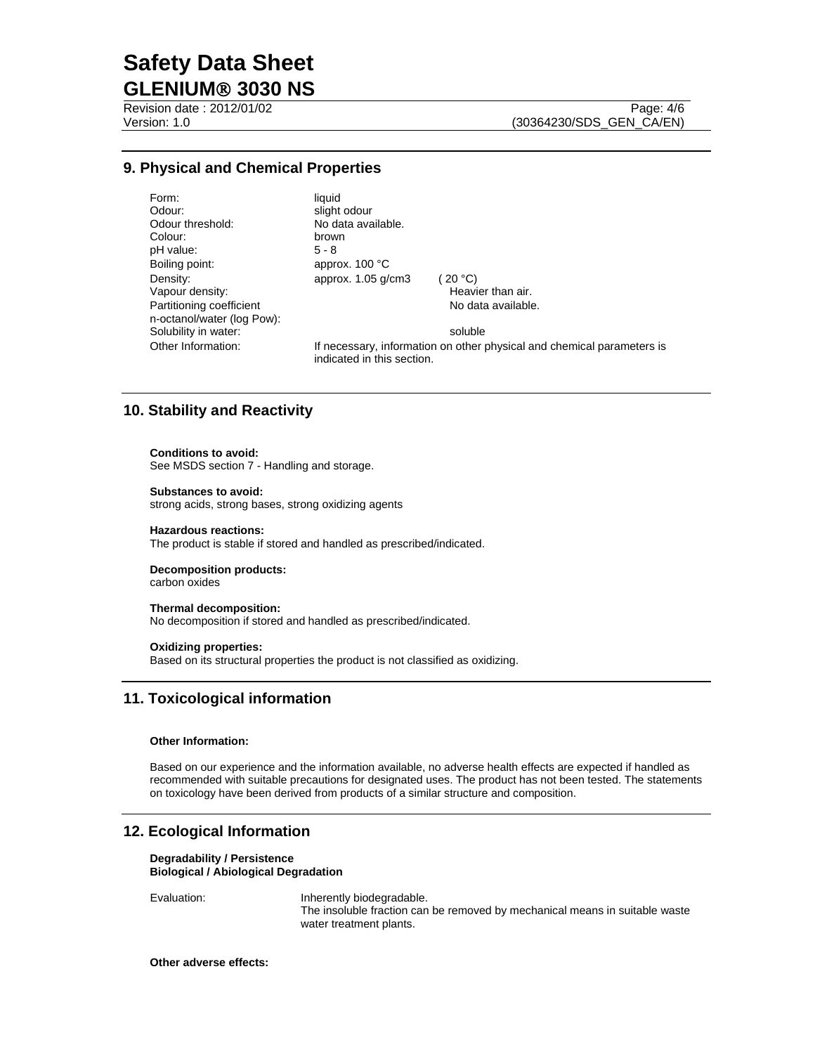## 9. Physical and Chemical Properties

| | | |
|---|---|---|
| Form: | liquid | |
| Odour: | slight odour | |
| Odour threshold: | No data available. | |
| Colour: | brown | |
| pH value: | 5 - 8 | |
| Boiling point: | approx. 100 °C | |
| Density: | approx. 1.05 g/cm3 | ( 20 °C) |
| Vapour density: | | Heavier than air. |
| Partitioning coefficient n-octanol/water (log Pow): | | No data available. |
| Solubility in water: | | soluble |
| Other Information: | If necessary, information on other physical and chemical parameters is indicated in this section. | |

## 10. Stability and Reactivity

**Conditions to avoid:**
See MSDS section 7 - Handling and storage.

**Substances to avoid:**
strong acids, strong bases, strong oxidizing agents

**Hazardous reactions:**
The product is stable if stored and handled as prescribed/indicated.

**Decomposition products:**
carbon oxides

**Thermal decomposition:**
No decomposition if stored and handled as prescribed/indicated.

**Oxidizing properties:**
Based on its structural properties the product is not classified as oxidizing.

## 11. Toxicological information

**Other Information:**

Based on our experience and the information available, no adverse health effects are expected if handled as recommended with suitable precautions for designated uses. The product has not been tested. The statements on toxicology have been derived from products of a similar structure and composition.

## 12. Ecological Information

**Degradability / Persistence**
**Biological / Abiological Degradation**

Evaluation: Inherently biodegradable.
The insoluble fraction can be removed by mechanical means in suitable waste water treatment plants.

**Other adverse effects:**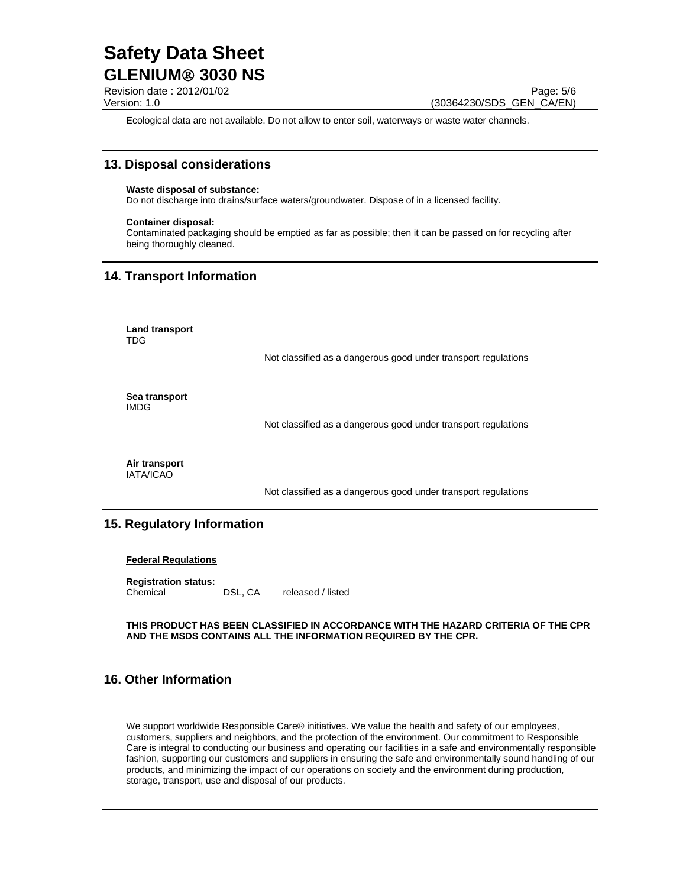Ecological data are not available. Do not allow to enter soil, waterways or waste water channels.

## 13. Disposal considerations

**Waste disposal of substance:**
Do not discharge into drains/surface waters/groundwater. Dispose of in a licensed facility.

**Container disposal:**
Contaminated packaging should be emptied as far as possible; then it can be passed on for recycling after being thoroughly cleaned.

## 14. Transport Information

**Land transport**
TDG

Not classified as a dangerous good under transport regulations

**Sea transport**
IMDG

Not classified as a dangerous good under transport regulations

**Air transport**
IATA/ICAO

Not classified as a dangerous good under transport regulations

## 15. Regulatory Information

**Federal Regulations**

**Registration status:**

| Chemical | DSL, CA | released / listed |
|---|---|---|

**THIS PRODUCT HAS BEEN CLASSIFIED IN ACCORDANCE WITH THE HAZARD CRITERIA OF THE CPR AND THE MSDS CONTAINS ALL THE INFORMATION REQUIRED BY THE CPR.**

## 16. Other Information

We support worldwide Responsible Care® initiatives. We value the health and safety of our employees, customers, suppliers and neighbors, and the protection of the environment. Our commitment to Responsible Care is integral to conducting our business and operating our facilities in a safe and environmentally responsible fashion, supporting our customers and suppliers in ensuring the safe and environmentally sound handling of our products, and minimizing the impact of our operations on society and the environment during production, storage, transport, use and disposal of our products.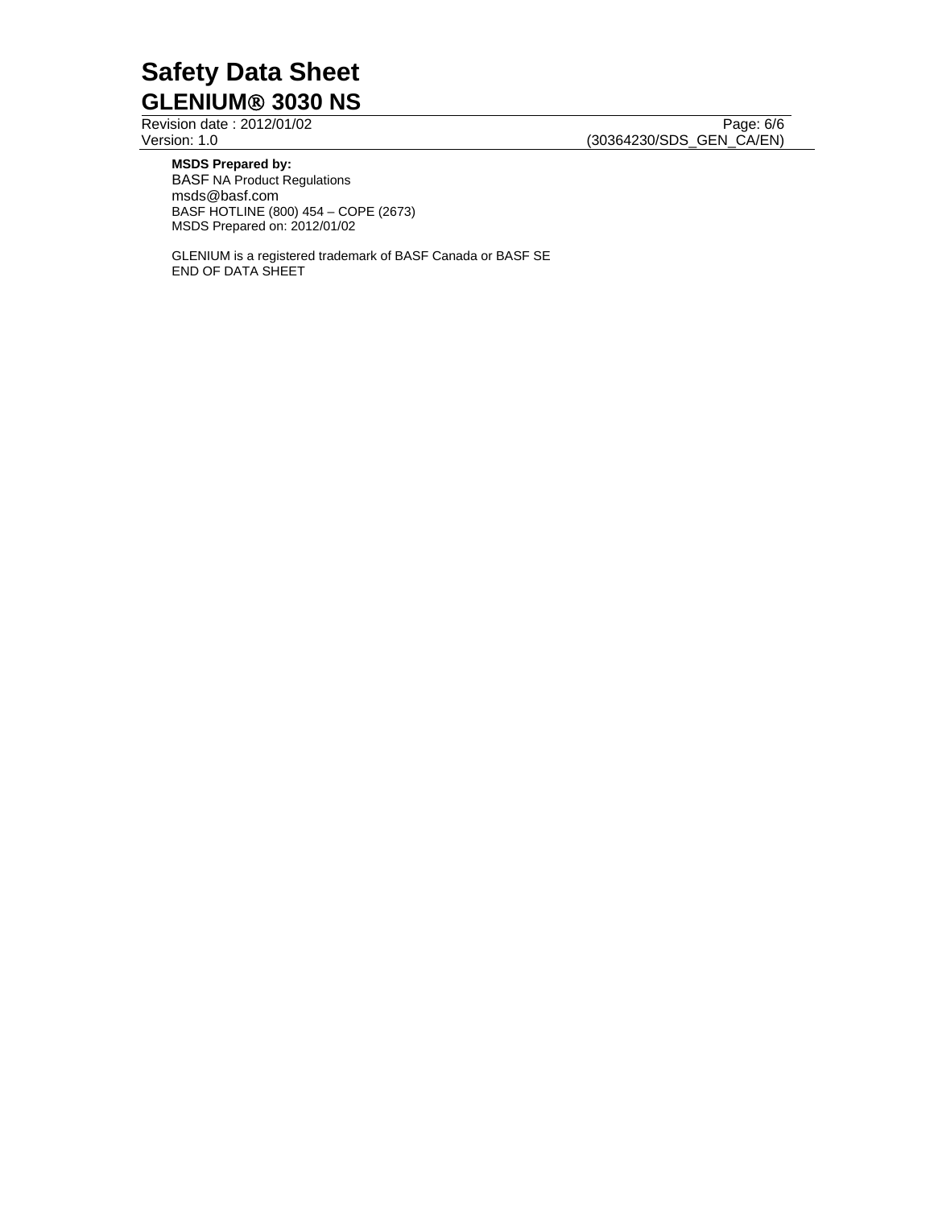**MSDS Prepared by:**
BASF NA Product Regulations
msds@basf.com
BASF HOTLINE (800) 454 – COPE (2673)
MSDS Prepared on: 2012/01/02

GLENIUM is a registered trademark of BASF Canada or BASF SE
END OF DATA SHEET